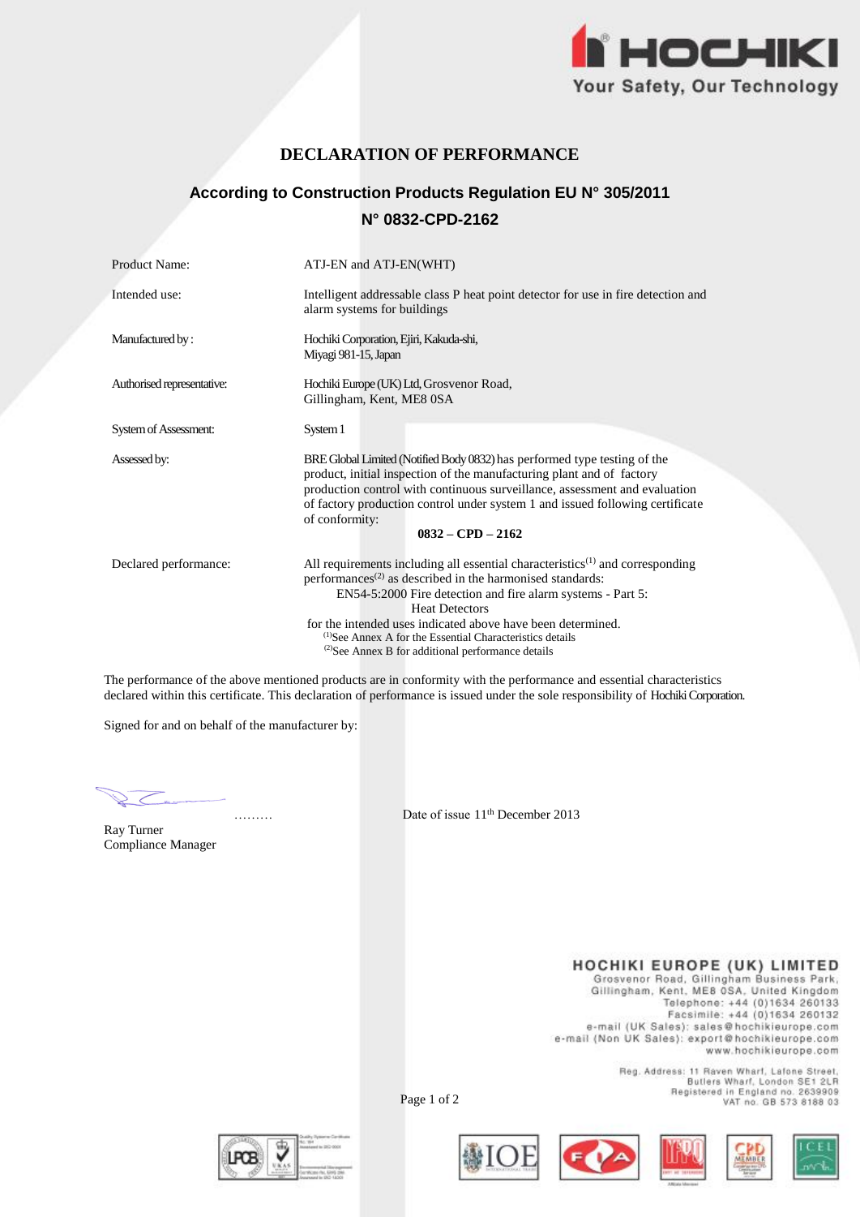# DECLARATION OF PERFORMANCE

## According to Construction Products Regulation EU N° 305/2011

## N° 0832-CPD-2162

| | |
|---|---|
| Product Name: | ATJ-EN and ATJ-EN(WHT) |
| Intended use: | Intelligent addressable class P heat point detector for use in fire detection and alarm systems for buildings |
| Manufactured by : | Hochiki Corporation, Ejiri, Kakuda-shi, Miyagi 981-15, Japan |
| Authorised representative: | Hochiki Europe (UK) Ltd, Grosvenor Road, Gillingham, Kent, ME8 0SA |
| System of Assessment: | System 1 |
| Assessed by: | BRE Global Limited (Notified Body 0832) has performed type testing of the product, initial inspection of the manufacturing plant and of factory production control with continuous surveillance, assessment and evaluation of factory production control under system 1 and issued following certificate of conformity: **0832 – CPD – 2162** |
| Declared performance: | All requirements including all essential characteristics[1] and corresponding performances[2] as described in the harmonised standards: EN54-5:2000 Fire detection and fire alarm systems - Part 5: Heat Detectors for the intended uses indicated above have been determined. [1]See Annex A for the Essential Characteristics details [2]See Annex B for additional performance details |

The performance of the above mentioned products are in conformity with the performance and essential characteristics declared within this certificate. This declaration of performance is issued under the sole responsibility of Hochiki Corporation.

Signed for and on behalf of the manufacturer by:

………

Ray Turner
Compliance Manager

Date of issue 11th December 2013

**HOCHIKI EUROPE (UK) LIMITED**
Grosvenor Road, Gillingham Business Park,
Gillingham, Kent, ME8 0SA, United Kingdom
Telephone: +44 (0)1634 260133
Facsimile: +44 (0)1634 260132
e-mail (UK Sales): sales@hochikieurope.com
e-mail (Non UK Sales): export@hochikieurope.com
www.hochikieurope.com

Reg. Address: 11 Raven Wharf, Lafone Street,
Butlers Wharf, London SE1 2LR
Registered in England no. 2639909
VAT no. GB 573 8188 03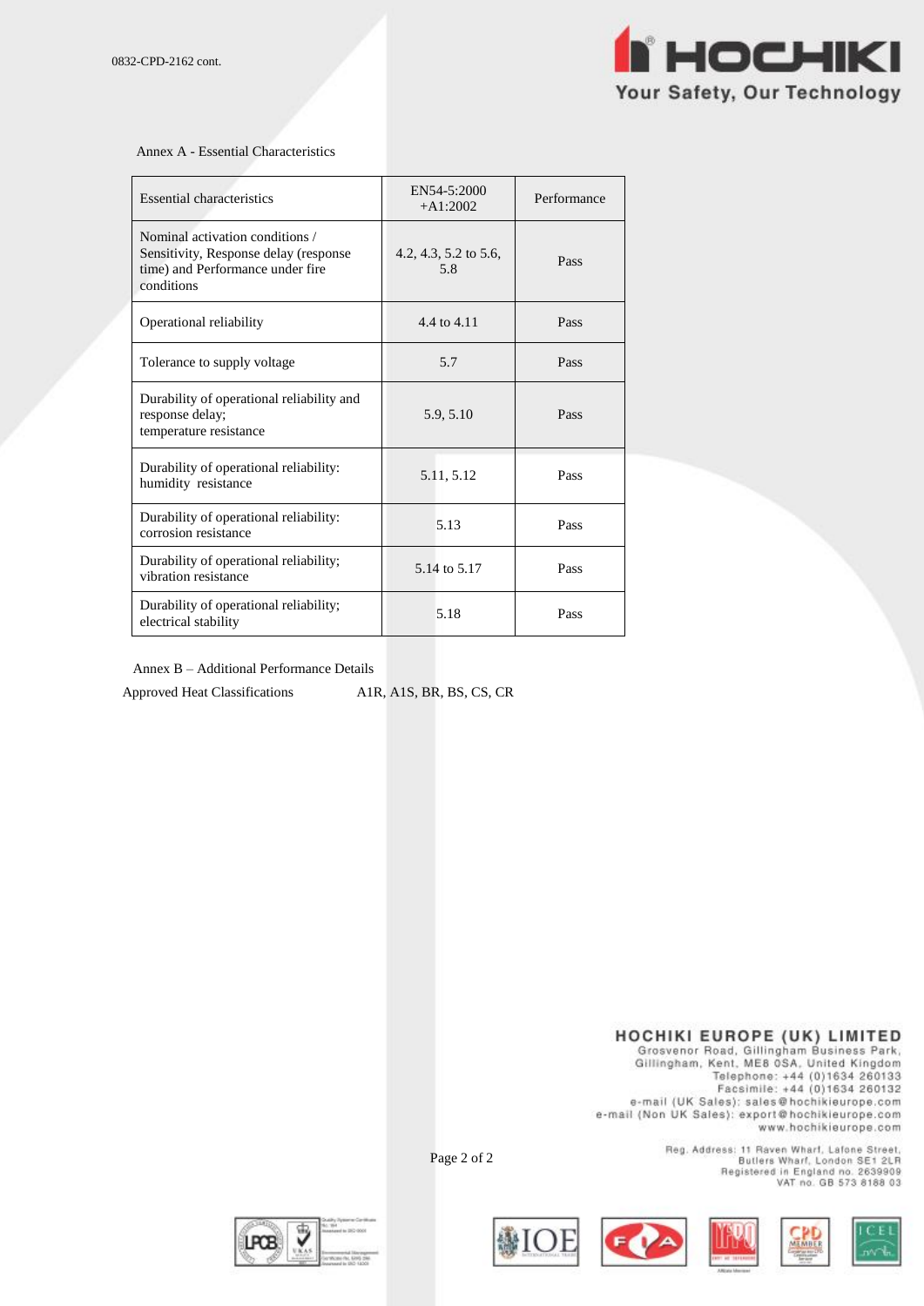0832-CPD-2162 cont.

Annex A - Essential Characteristics

| Essential characteristics | EN54-5:2000 +A1:2002 | Performance |
|---|---|---|
| Nominal activation conditions / Sensitivity, Response delay (response time) and Performance under fire conditions | 4.2, 4.3, 5.2 to 5.6, 5.8 | Pass |
| Operational reliability | 4.4 to 4.11 | Pass |
| Tolerance to supply voltage | 5.7 | Pass |
| Durability of operational reliability and response delay; temperature resistance | 5.9, 5.10 | Pass |
| Durability of operational reliability: humidity resistance | 5.11, 5.12 | Pass |
| Durability of operational reliability: corrosion resistance | 5.13 | Pass |
| Durability of operational reliability; vibration resistance | 5.14 to 5.17 | Pass |
| Durability of operational reliability; electrical stability | 5.18 | Pass |

Annex B – Additional Performance Details

Approved Heat Classifications A1R, A1S, BR, BS, CS, CR

**HOCHIKI EUROPE (UK) LIMITED**
Grosvenor Road, Gillingham Business Park,
Gillingham, Kent, ME8 0SA, United Kingdom
Telephone: +44 (0)1634 260133
Facsimile: +44 (0)1634 260132
e-mail (UK Sales): sales@hochikieurope.com
e-mail (Non UK Sales): export@hochikieurope.com
www.hochikieurope.com

Reg. Address: 11 Raven Wharf, Lafone Street,
Butlers Wharf, London SE1 2LR
Registered in England no. 2639909
VAT no. GB 573 8188 03